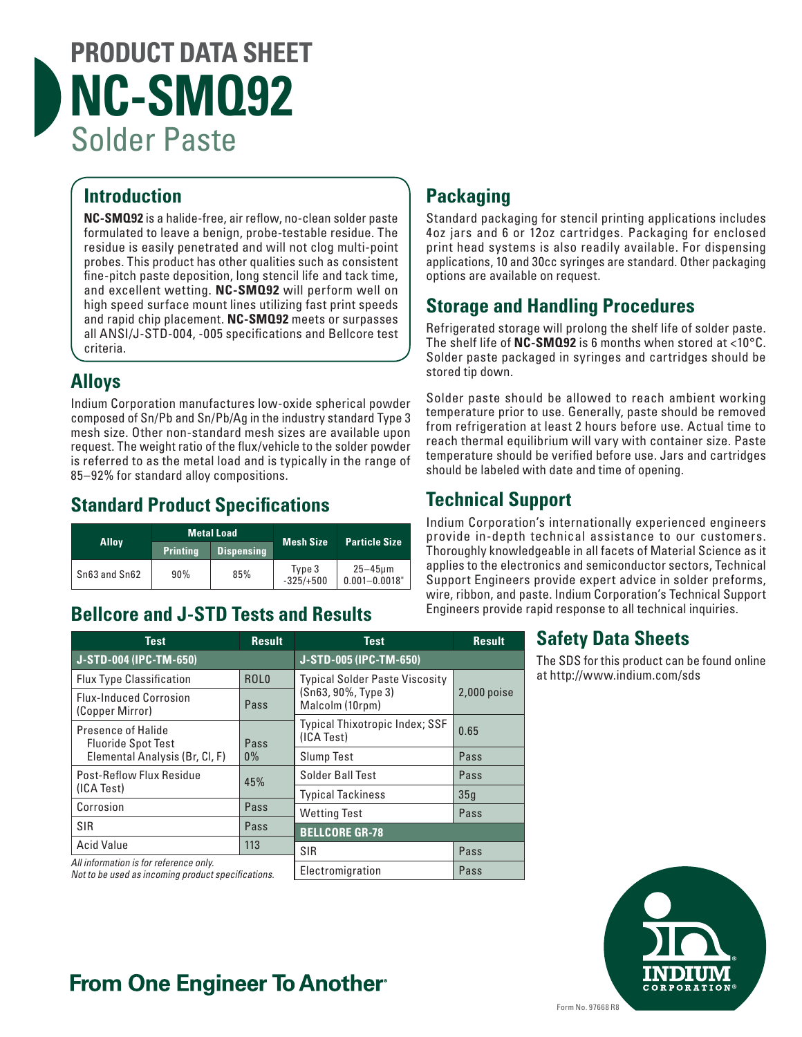# PRODUCT DATA SHEET
# NC-SMQ92
## Solder Paste

## Introduction

**NC-SMQ92** is a halide-free, air reflow, no-clean solder paste formulated to leave a benign, probe-testable residue. The residue is easily penetrated and will not clog multi-point probes. This product has other qualities such as consistent fine-pitch paste deposition, long stencil life and tack time, and excellent wetting. **NC-SMQ92** will perform well on high speed surface mount lines utilizing fast print speeds and rapid chip placement. **NC-SMQ92** meets or surpasses all ANSI/J-STD-004, -005 specifications and Bellcore test criteria.

## Alloys

Indium Corporation manufactures low-oxide spherical powder composed of Sn/Pb and Sn/Pb/Ag in the industry standard Type 3 mesh size. Other non-standard mesh sizes are available upon request. The weight ratio of the flux/vehicle to the solder powder is referred to as the metal load and is typically in the range of 85–92% for standard alloy compositions.

## Standard Product Specifications

| Alloy | Metal Load | | Mesh Size | Particle Size |
|---|---|---|---|---|
| | Printing | Dispensing | | |
| Sn63 and Sn62 | 90% | 85% | Type 3 -325/+500 | 25–45µm 0.001–0.0018" |

## Bellcore and J-STD Tests and Results

| Test | Result |
|---|---|
| **J-STD-004 (IPC-TM-650)** | |
| Flux Type Classification | ROL0 |
| Flux-Induced Corrosion (Copper Mirror) | Pass |
| Presence of Halide Fluoride Spot Test | Pass |
| Elemental Analysis (Br, Cl, F) | 0% |
| Post-Reflow Flux Residue (ICA Test) | 45% |
| Corrosion | Pass |
| SIR | Pass |
| Acid Value | 113 |

| Test | Result |
|---|---|
| **J-STD-005 (IPC-TM-650)** | |
| Typical Solder Paste Viscosity (Sn63, 90%, Type 3) Malcolm (10rpm) | 2,000 poise |
| Typical Thixotropic Index; SSF (ICA Test) | 0.65 |
| Slump Test | Pass |
| Solder Ball Test | Pass |
| Typical Tackiness | 35g |
| Wetting Test | Pass |
| **BELLCORE GR-78** | |
| SIR | Pass |
| Electromigration | Pass |

*All information is for reference only.*
*Not to be used as incoming product specifications.*

## Packaging

Standard packaging for stencil printing applications includes 4oz jars and 6 or 12oz cartridges. Packaging for enclosed print head systems is also readily available. For dispensing applications, 10 and 30cc syringes are standard. Other packaging options are available on request.

## Storage and Handling Procedures

Refrigerated storage will prolong the shelf life of solder paste. The shelf life of **NC-SMQ92** is 6 months when stored at <10°C. Solder paste packaged in syringes and cartridges should be stored tip down.

Solder paste should be allowed to reach ambient working temperature prior to use. Generally, paste should be removed from refrigeration at least 2 hours before use. Actual time to reach thermal equilibrium will vary with container size. Paste temperature should be verified before use. Jars and cartridges should be labeled with date and time of opening.

## Technical Support

Indium Corporation's internationally experienced engineers provide in-depth technical assistance to our customers. Thoroughly knowledgeable in all facets of Material Science as it applies to the electronics and semiconductor sectors, Technical Support Engineers provide expert advice in solder preforms, wire, ribbon, and paste. Indium Corporation's Technical Support Engineers provide rapid response to all technical inquiries.

## Safety Data Sheets

The SDS for this product can be found online at http://www.indium.com/sds

**From One Engineer To Another®**

Form No. 97668 R8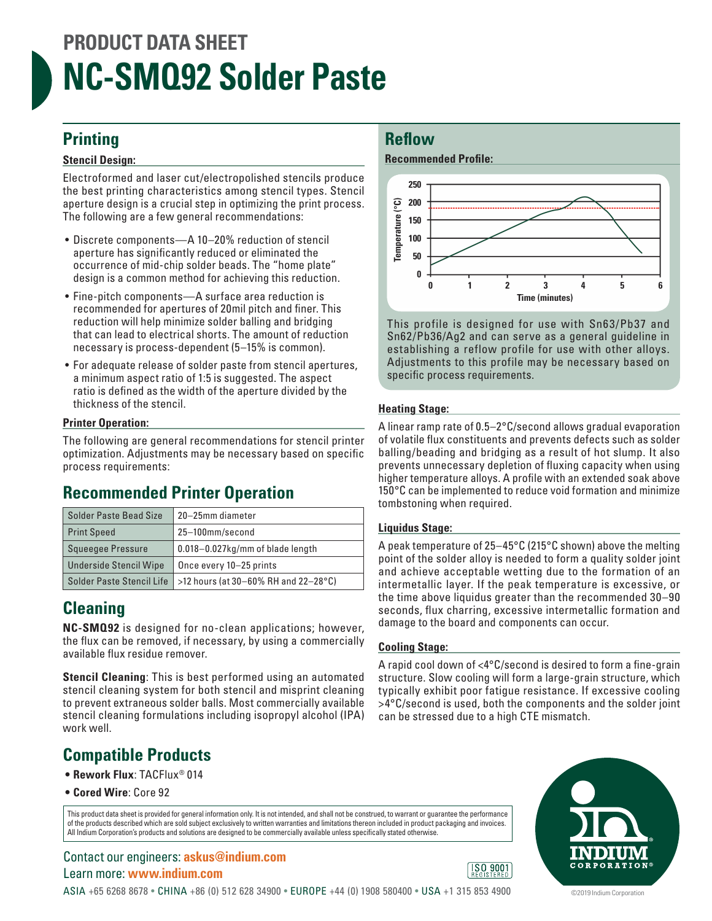# PRODUCT DATA SHEET
# NC-SMQ92 Solder Paste

## Printing

### Stencil Design:

Electroformed and laser cut/electropolished stencils produce the best printing characteristics among stencil types. Stencil aperture design is a crucial step in optimizing the print process. The following are a few general recommendations:

- Discrete components—A 10–20% reduction of stencil aperture has significantly reduced or eliminated the occurrence of mid-chip solder beads. The "home plate" design is a common method for achieving this reduction.
- Fine-pitch components—A surface area reduction is recommended for apertures of 20mil pitch and finer. This reduction will help minimize solder balling and bridging that can lead to electrical shorts. The amount of reduction necessary is process-dependent (5–15% is common).
- For adequate release of solder paste from stencil apertures, a minimum aspect ratio of 1:5 is suggested. The aspect ratio is defined as the width of the aperture divided by the thickness of the stencil.

### Printer Operation:

The following are general recommendations for stencil printer optimization. Adjustments may be necessary based on specific process requirements:

## Recommended Printer Operation

| | |
|---|---|
| Solder Paste Bead Size | 20–25mm diameter |
| Print Speed | 25–100mm/second |
| Squeegee Pressure | 0.018–0.027kg/mm of blade length |
| Underside Stencil Wipe | Once every 10–25 prints |
| Solder Paste Stencil Life | >12 hours (at 30–60% RH and 22–28°C) |

## Cleaning

**NC-SMQ92** is designed for no-clean applications; however, the flux can be removed, if necessary, by using a commercially available flux residue remover.

**Stencil Cleaning**: This is best performed using an automated stencil cleaning system for both stencil and misprint cleaning to prevent extraneous solder balls. Most commercially available stencil cleaning formulations including isopropyl alcohol (IPA) work well.

## Compatible Products

- **Rework Flux**: TACFlux® 014
- **Cored Wire**: Core 92

## Reflow

### Recommended Profile:

Temperature (°C)
250
200
150
100
50
0
0 1 2 3 4 5 6
Time (minutes)

This profile is designed for use with Sn63/Pb37 and Sn62/Pb36/Ag2 and can serve as a general guideline in establishing a reflow profile for use with other alloys. Adjustments to this profile may be necessary based on specific process requirements.

### Heating Stage:

A linear ramp rate of 0.5–2°C/second allows gradual evaporation of volatile flux constituents and prevents defects such as solder balling/beading and bridging as a result of hot slump. It also prevents unnecessary depletion of fluxing capacity when using higher temperature alloys. A profile with an extended soak above 150°C can be implemented to reduce void formation and minimize tombstoning when required.

### Liquidus Stage:

A peak temperature of 25–45°C (215°C shown) above the melting point of the solder alloy is needed to form a quality solder joint and achieve acceptable wetting due to the formation of an intermetallic layer. If the peak temperature is excessive, or the time above liquidus greater than the recommended 30–90 seconds, flux charring, excessive intermetallic formation and damage to the board and components can occur.

### Cooling Stage:

A rapid cool down of <4°C/second is desired to form a fine-grain structure. Slow cooling will form a large-grain structure, which typically exhibit poor fatigue resistance. If excessive cooling >4°C/second is used, both the components and the solder joint can be stressed due to a high CTE mismatch.

This product data sheet is provided for general information only. It is not intended, and shall not be construed, to warrant or guarantee the performance of the products described which are sold subject exclusively to written warranties and limitations thereon included in product packaging and invoices. All Indium Corporation's products and solutions are designed to be commercially available unless specifically stated otherwise.

Contact our engineers: **askus@indium.com**

Learn more: **www.indium.com**

ISO 9001 REGISTERED

ASIA +65 6268 8678 • CHINA +86 (0) 512 628 34900 • EUROPE +44 (0) 1908 580400 • USA +1 315 853 4900

INDIUM CORPORATION®

©2019 Indium Corporation